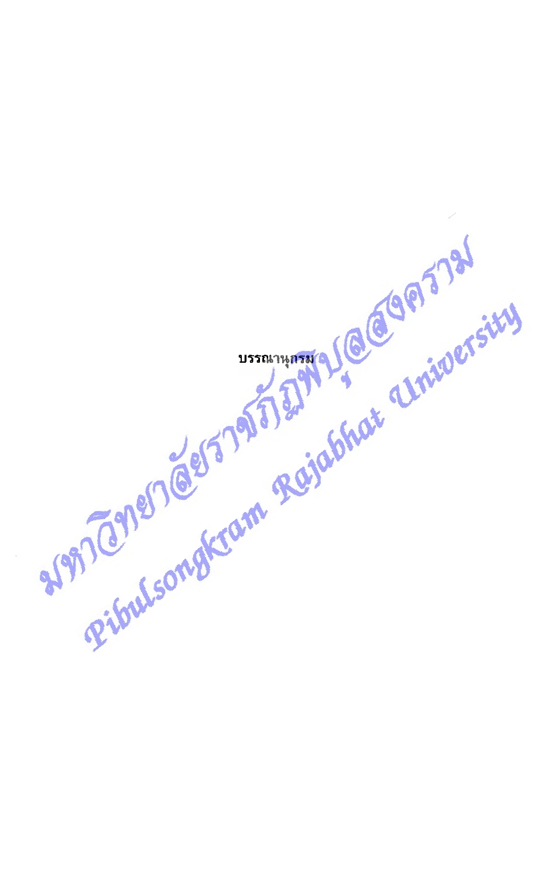# บรรณานุกรม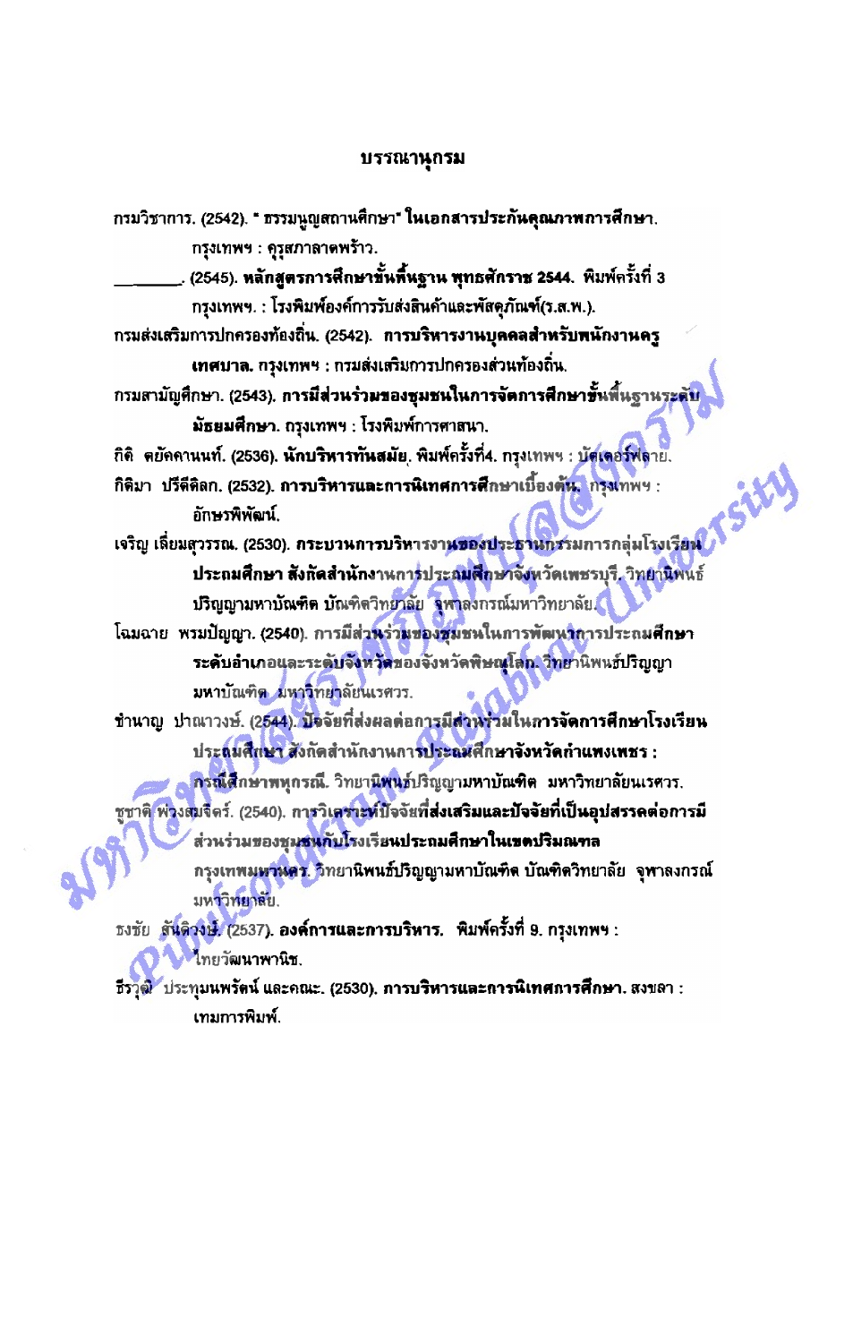# บรรณานุกรม

กรมวิชาการ. (2542). " ธรรมนูญสถานศึกษา" **ในเอกสารประกันคุณภาพการศึกษา.** กรุงเทพฯ : คุรุสภาลาดพร้าว.

________. (2545). **หลักสูตรการศึกษาขั้นพื้นฐาน พุทธศักราช 2544.** พิมพ์ครั้งที่ 3 กรุงเทพฯ. : โรงพิมพ์องค์การรับส่งสินค้าและพัสดุภัณฑ์(ร.ส.พ.).

กรมส่งเสริมการปกครองท้องถิ่น. (2542). **การบริหารงานบุคคลสำหรับพนักงานครูเทศบาล.** กรุงเทพฯ : กรมส่งเสริมการปกครองส่วนท้องถิ่น.

กรมสามัญศึกษา. (2543). **การมีส่วนร่วมของชุมชนในการจัดการศึกษาขั้นพื้นฐานระดับมัธยมศึกษา.** กรุงเทพฯ : โรงพิมพ์การศาสนา.

กิติ ตยัคคานนท์. (2536). **นักบริหารทันสมัย.** พิมพ์ครั้งที่4. กรุงเทพฯ : บัตเตอร์ฟลาย.

กิติมา ปรีดีดิลก. (2532). **การบริหารและการนิเทศการศึกษาเบื้องต้น.** กรุงเทพฯ : อักษรพิพัฒน์.

เจริญ เลี่ยมสุวรรณ. (2530). **กระบวนการบริหารงานของประธานกรรมการกลุ่มโรงเรียนประถมศึกษา สังกัดสำนักงานการประถมศึกษาจังหวัดเพชรบุรี.** วิทยานิพนธ์ปริญญามหาบัณฑิต บัณฑิตวิทยาลัย จุฬาลงกรณ์มหาวิทยาลัย.

โฉมฉาย พรมปัญญา. (2540). การมีส่วนร่วมของชุมชนในการพัฒนาการประถม**ศึกษาระดับอำเภอและระดับจังหวัดของจังหวัดพิษณุโลก.** วิทยานิพนธ์ปริญญามหาบัณฑิต มหาวิทยาลัยนเรศวร.

ชำนาญ ปาณาวงษ์. (2544). **ปัจจัยที่ส่งผลต่อการมีส่วนร่วมในการจัดการศึกษาโรงเรียนประถมศึกษา สังกัดสำนักงานการประถมศึกษาจังหวัดกำแพงเพชร : กรณีศึกษาพหุกรณี.** วิทยานิพนธ์ปริญญามหาบัณฑิต มหาวิทยาลัยนเรศวร.

ชูชาติ พ่วงสมจิตร์. (2540). **การวิเคราะห์ปัจจัยที่ส่งเสริมและปัจจัยที่เป็นอุปสรรคต่อการมีส่วนร่วมของชุมชนกับโรงเรียนประถมศึกษาในเขตปริมณฑล กรุงเทพมหานคร.** วิทยานิพนธ์ปริญญามหาบัณฑิต บัณฑิตวิทยาลัย จุฬาลงกรณ์มหาวิทยาลัย.

ธงชัย สันติวงษ์. (2537). **องค์การและการบริหาร.** พิมพ์ครั้งที่ 9. กรุงเทพฯ : ไทยวัฒนาพานิช.

ธีรวุฒิ ประทุมนพรัตน์ และคณะ. (2530). **การบริหารและการนิเทศการศึกษา.** สงขลา : เทมการพิมพ์.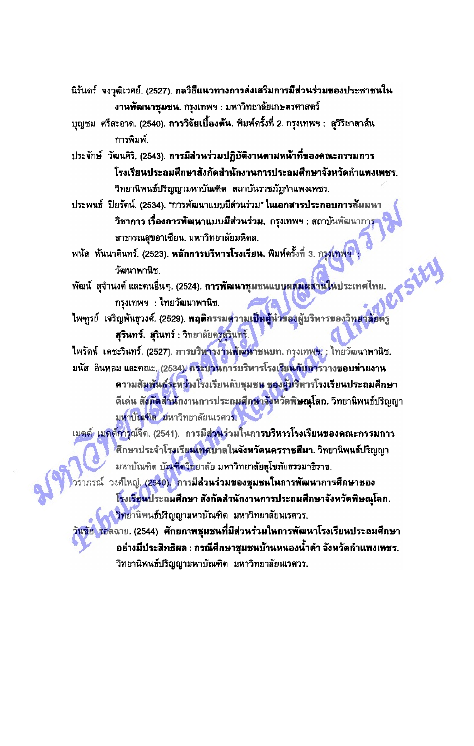นิรันดร์ จงวุฒิเวศย์. (2527). **กลวิธีแนวทางการส่งเสริมการมีส่วนร่วมของประชาชนในงานพัฒนาชุมชน.** กรุงเทพฯ : มหาวิทยาลัยเกษตรศาสตร์

บุญชม ศรีสะอาด. (2540). **การวิจัยเบื้องต้น.** พิมพ์ครั้งที่ 2. กรุงเทพฯ : สุวีริยาสาส์นการพิมพ์.

ประจักษ์ วัฒนศิริ. (2543). **การมีส่วนร่วมปฏิบัติงานตามหน้าที่ของคณะกรรมการโรงเรียนประถมศึกษาสังกัดสำนักงานการประถมศึกษาจังหวัดกำแพงเพชร.** วิทยานิพนธ์ปริญญามหาบัณฑิต สถาบันราชภัฏกำแพงเพชร.

ประพนธ์ ปิยรัตน์. (2534). "การพัฒนาแบบมีส่วนร่วม" ในเอกสารประกอบการสัมมนาวิชาการ **เรื่องการพัฒนาแบบมีส่วนร่วม.** กรุงเทพฯ : สถาบันพัฒนาการสาธารณสุขอาเซียน. มหาวิทยาลัยมหิดล.

พนัส หันนาคินทร์. (2523). **หลักการบริหารโรงเรียน.** พิมพ์ครั้งที่ 3. กรุงเทพฯ : วัฒนาพานิช.

พัฒน์ สุจำนงค์ และคนอื่นๆ. (2524). **การพัฒนาชุมชนแบบผสมผสานในประเทศไทย.** กรุงเทพฯ : ไทยวัฒนาพานิช.

ไพฑูรย์ เจริญพันธุวงศ์. (2529). **พฤติกรรมความเป็นผู้นำของผู้บริหารของวิทยาลัยครูสุรินทร์.** สุรินทร์ : วิทยาลัยครูสุรินทร์.

ไพรัตน์ เตชะรินทร์. (2527). การบริหารงานพัฒนาชนบท. กรุงเทพฯ : ไทยวัฒนาพานิช.

มนัส อินหอม และคณะ. (2534). **กระบวนการบริหารโรงเรียนกับการวางขอบข่ายงานความสัมพันธ์ระหว่างโรงเรียนกับชุมชน ของผู้บริหารโรงเรียนประถมศึกษาดีเด่น สังกัดสำนักงานการประถมศึกษาจังหวัดพิษณุโลก.** วิทยานิพนธ์ปริญญามหาบัณฑิต มหาวิทยาลัยนเรศวร.

เมตต์ เมตต์การุณ์จิต. (2541). การมีส่วนร่วมในการ**บริหารโรงเรียนของคณะกรรมการศึกษาประจำโรงเรียนเทศบาลในจังหวัดนครราชสีมา.** วิทยานิพนธ์ปริญญามหาบัณฑิต บัณฑิตวิทยาลัย มหาวิทยาลัยสุโขทัยธรรมาธิราช.

วราภรณ์ วงศ์ใหญ่. (2540). **การมีส่วนร่วมของชุมชนในการพัฒนาการศึกษาของโรงเรียนประถมศึกษา สังกัดสำนักงานการประถมศึกษาจังหวัดพิษณุโลก.** วิทยานิพนธ์ปริญญามหาบัณฑิต มหาวิทยาลัยนเรศวร.

วันชัย รอดฉาย. (2544) **ศักยภาพชุมชนที่มีส่วนร่วมในการพัฒนาโรงเรียนประถมศึกษาอย่างมีประสิทธิผล : กรณีศึกษาชุมชนบ้านหนองน้ำดำ จังหวัดกำแพงเพชร.** วิทยานิพนธ์ปริญญามหาบัณฑิต มหาวิทยาลัยนเรศวร.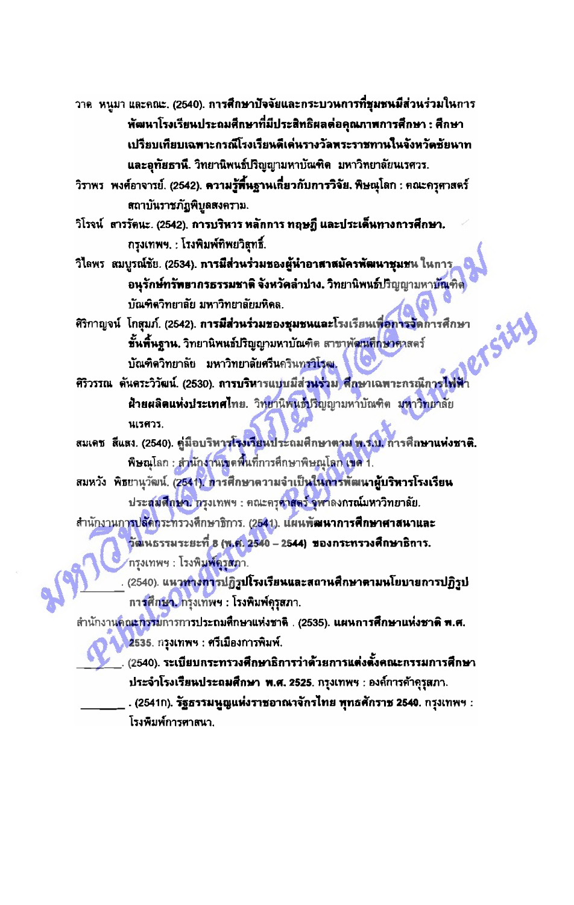วาด หนูมา และคณะ. (2540). **การศึกษาปัจจัยและกระบวนการที่ชุมชนมีส่วนร่วมในการพัฒนาโรงเรียนประถมศึกษาที่มีประสิทธิผลต่อคุณภาพการศึกษา : ศึกษาเปรียบเทียบเฉพาะกรณีโรงเรียนดีเด่นรางวัลพระราชทานในจังหวัดชัยนาทและอุทัยธานี.** วิทยานิพนธ์ปริญญามหาบัณฑิต มหาวิทยาลัยนเรศวร.

วิราพร พงศ์อาจารย์. (2542). **ความรู้พื้นฐานเกี่ยวกับการวิจัย.** พิษณุโลก : คณะครุศาสตร์ สถาบันราชภัฏพิบูลสงคราม.

วิโรจน์ สารรัตนะ. (2542). **การบริหาร หลักการ ทฤษฎี และประเด็นทางการศึกษา.** กรุงเทพฯ. : โรงพิมพ์ทิพยวิสุทธิ์.

วิไลพร สมบูรณ์ชัย. (2534). **การมีส่วนร่วมของผู้นำอาสาสมัครพัฒนาชุมชน ในการอนุรักษ์ทรัพยากรธรรมชาติ จังหวัดลำปาง.** วิทยานิพนธ์ปริญญามหาบัณฑิต บัณฑิตวิทยาลัย มหาวิทยาลัยมหิดล.

ศิริกาญจน์ โกสุมภ์. (2542). **การมีส่วนร่วมของชุมชนและโรงเรียนเพื่อการจัดการศึกษาขั้นพื้นฐาน.** วิทยานิพนธ์ปริญญามหาบัณฑิต สาขาพัฒนศึกษาศาสตร์ บัณฑิตวิทยาลัย มหาวิทยาลัยศรีนครินทรวิโรฒ.

ศิริวรรณ ตันตระวิวัฒน์. (2530). **การบริหารแบบมีส่วนร่วม ศึกษาเฉพาะกรณีการไฟฟ้าฝ่ายผลิตแห่งประเทศไทย.** วิทยานิพนธ์ปริญญามหาบัณฑิต มหาวิทยาลัยนเรศวร.

สมเดช สีแสง. (2540). **คู่มือบริหารโรงเรียนประถมศึกษาตาม พ.ร.บ. การศึกษาแห่งชาติ.** พิษณุโลก : สำนักงานเขตพื้นที่การศึกษาพิษณุโลก เขต 1.

สมหวัง พิธยานุวัฒน์. (2541). **การศึกษาความจำเป็นในการพัฒนาผู้บริหารโรงเรียนประถมศึกษา.** กรุงเทพฯ : คณะครุศาสตร์ จุฬาลงกรณ์มหาวิทยาลัย.

สำนักงานการปลัดกระทรวงศึกษาธิการ. (2541). **แผนพัฒนาการศึกษาศาสนาและวัฒนธรรมระยะที่ 8 (พ.ศ. 2540 – 2544) ของกระทรวงศึกษาธิการ.** กรุงเทพฯ : โรงพิมพ์คุรุสภา.

________. (2540). **แนวทางการปฏิรูปโรงเรียนและสถานศึกษาตามนโยบายการปฏิรูปการศึกษา.** กรุงเทพฯ : โรงพิมพ์คุรุสภา.

สำนักงานคณะกรรมการการประถมศึกษาแห่งชาติ . (2535). **แผนการศึกษาแห่งชาติ พ.ศ. 2535.** กรุงเทพฯ : ศรีเมืองการพิมพ์.

________. (2540). **ระเบียบกระทรวงศึกษาธิการว่าด้วยการแต่งตั้งคณะกรรมการศึกษาประจำโรงเรียนประถมศึกษา พ.ศ. 2525.** กรุงเทพฯ : องค์การค้าคุรุสภา.

________. (2541ก). **รัฐธรรมนูญแห่งราชอาณาจักรไทย พุทธศักราช 2540.** กรุงเทพฯ : โรงพิมพ์การศาสนา.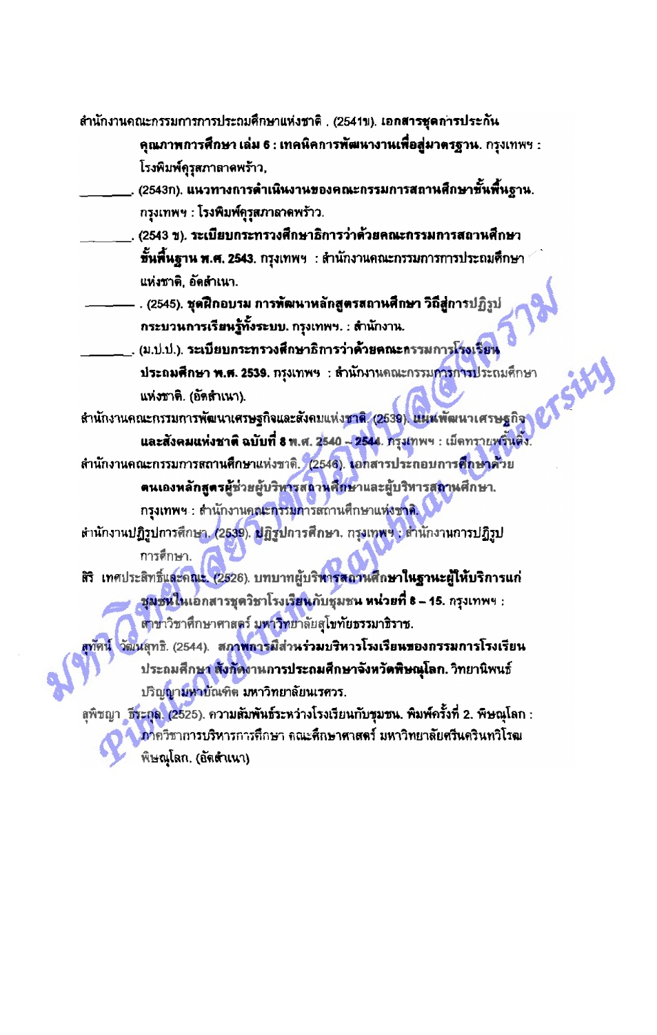สำนักงานคณะกรรมการการประถมศึกษาแห่งชาติ . (2541ข). **เอกสารชุดการประกันคุณภาพการศึกษา เล่ม 6 : เทคนิคการพัฒนางานเพื่อสู่มาตรฐาน.** กรุงเทพฯ : โรงพิมพ์คุรุสภาลาดพร้าว.

________. (2543ก). **แนวทางการดำเนินงานของคณะกรรมการสถานศึกษาขั้นพื้นฐาน.** กรุงเทพฯ : โรงพิมพ์คุรุสภาลาดพร้าว.

________. (2543 ข). **ระเบียบกระทรวงศึกษาธิการว่าด้วยคณะกรรมการสถานศึกษาขั้นพื้นฐาน พ.ศ. 2543.** กรุงเทพฯ : สำนักงานคณะกรรมการการประถมศึกษาแห่งชาติ, อัดสำเนา.

________. (2545). **ชุดฝึกอบรม การพัฒนาหลักสูตรสถานศึกษา วิถีสู่การปฏิรูปกระบวนการเรียนรู้ทั้งระบบ.** กรุงเทพฯ. : สำนักงาน.

________. (ม.ป.ป.). **ระเบียบกระทรวงศึกษาธิการว่าด้วยคณะกรรมการโรงเรียนประถมศึกษา พ.ศ. 2539.** กรุงเทพฯ : สำนักงานคณะกรรมการการประถมศึกษาแห่งชาติ. (อัดสำเนา).

สำนักงานคณะกรรมการพัฒนาเศรษฐกิจและสังคมแห่งชาติ. (2539). **แผนพัฒนาเศรษฐกิจและสังคมแห่งชาติ ฉบับที่ 8 พ.ศ. 2540 – 2544.** กรุงเทพฯ : เม็ดทรายพริ้นติ้ง.

สำนักงานคณะกรรมการสถานศึกษาแห่งชาติ. (2546). **เอกสารประกอบการศึกษาด้วยตนเองหลักสูตรผู้ช่วยผู้บริหารสถานศึกษาและผู้บริหารสถานศึกษา.** กรุงเทพฯ : สำนักงานคณะกรรมการสถานศึกษาแห่งชาติ.

สำนักงานปฏิรูปการศึกษา. (2539). **ปฏิรูปการศึกษา.** กรุงเทพฯ : สำนักงานการปฏิรูปการศึกษา.

สิริ เทศประสิทธิ์และคณะ. (2526). บทบาทผู้บริหาร**สถานศึกษาในฐานะผู้ให้บริการแก่ชุมชน**ในเอกสารชุดวิชาโรงเรียนกับชุมชน **หน่วยที่ 8 – 15.** กรุงเทพฯ : สาขาวิชาศึกษาศาสตร์ มหาวิทยาลัยสุโขทัยธรรมาธิราช.

สุทัศน์ วัฒนสุทธิ. (2544). **สภาพการมีส่วนร่วมบริหารโรงเรียนของกรรมการโรงเรียนประถมศึกษา สังกัดงานการประถมศึกษาจังหวัดพิษณุโลก.** วิทยานิพนธ์ปริญญามหาบัณฑิต มหาวิทยาลัยนเรศวร.

สุพิชญา ธีระกุล. (2525). ความสัมพันธ์ระหว่างโรงเรียนกับชุมชน. พิมพ์ครั้งที่ 2. พิษณุโลก : ภาควิชาการบริหารการศึกษา คณะศึกษาศาสตร์ มหาวิทยาลัยศรีนครินทรวิโรฒ พิษณุโลก. (อัดสำเนา)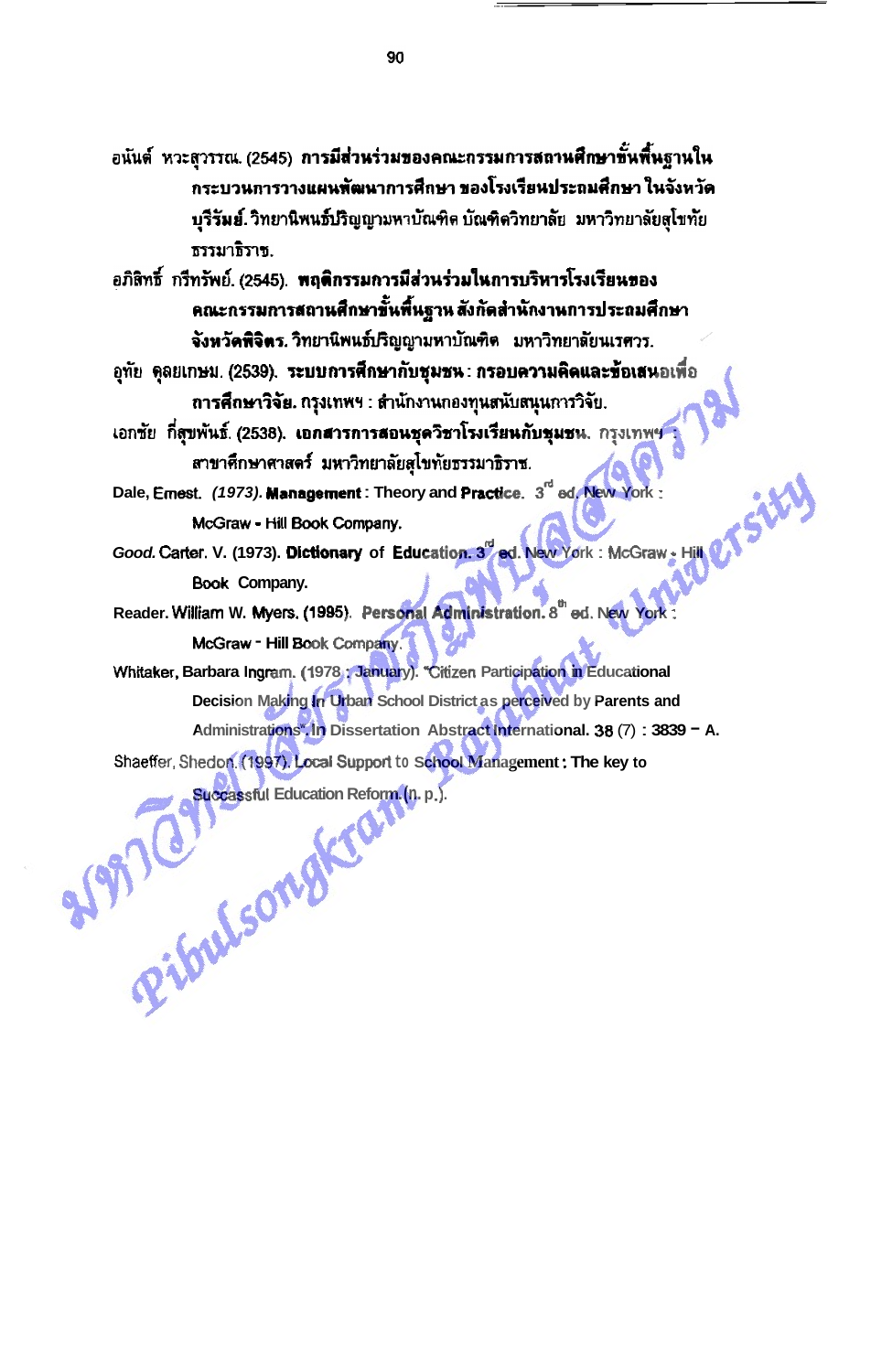อนันต์ หวะสุวรรณ. (2545) **การมีส่วนร่วมของคณะกรรมการสถานศึกษาขั้นพื้นฐานในกระบวนการวางแผนพัฒนาการศึกษา ของโรงเรียนประถมศึกษา ในจังหวัดบุรีรัมย์.** วิทยานิพนธ์ปริญญามหาบัณฑิต บัณฑิตวิทยาลัย มหาวิทยาลัยสุโขทัยธรรมาธิราช.

อภิสิทธิ์ กรีทรัพย์. (2545). **พฤติกรรมการมีส่วนร่วมในการบริหารโรงเรียนของคณะกรรมการสถานศึกษาขั้นพื้นฐาน สังกัดสำนักงานการประถมศึกษาจังหวัดพิจิตร.** วิทยานิพนธ์ปริญญามหาบัณฑิต มหาวิทยาลัยนเรศวร.

อุทัย ดุลยเกษม. (2539). **ระบบการศึกษากับชุมชน : กรอบความคิดและข้อเสนอเพื่อการศึกษาวิจัย.** กรุงเทพฯ : สำนักงานกองทุนสนับสนุนการวิจัย.

เอกชัย กี่สุขพันธ์. (2538). **เอกสารการสอนชุดวิชาโรงเรียนกับชุมชน.** กรุงเทพฯ : สาขาศึกษาศาสตร์ มหาวิทยาลัยสุโขทัยธรรมาธิราช.

Dale, Ernest. *(1973).* **Management** : Theory and **Practice.** 3rd ed. New York : McGraw - Hill Book Company.

*Good.* Carter. V. (1973). **Dictionary** of **Education.** 3rd ed. New York : McGraw - Hill Book Company.

Reader. William W. Myers. (1995). **Personal Administration.** 8th ed. New York : McGraw - Hill Book Company.

Whitaker, Barbara Ingram. (1978 : January). "Citizen Participation in Educational Decision Making In Urban School District as perceived by Parents and Administrations". In Dissertation Abstract International. 38 (7) : 3839 – A.

Shaeffer, Shedon. (1997). Local Support to School Management : The key to Successful Education Reform.(n. p.).